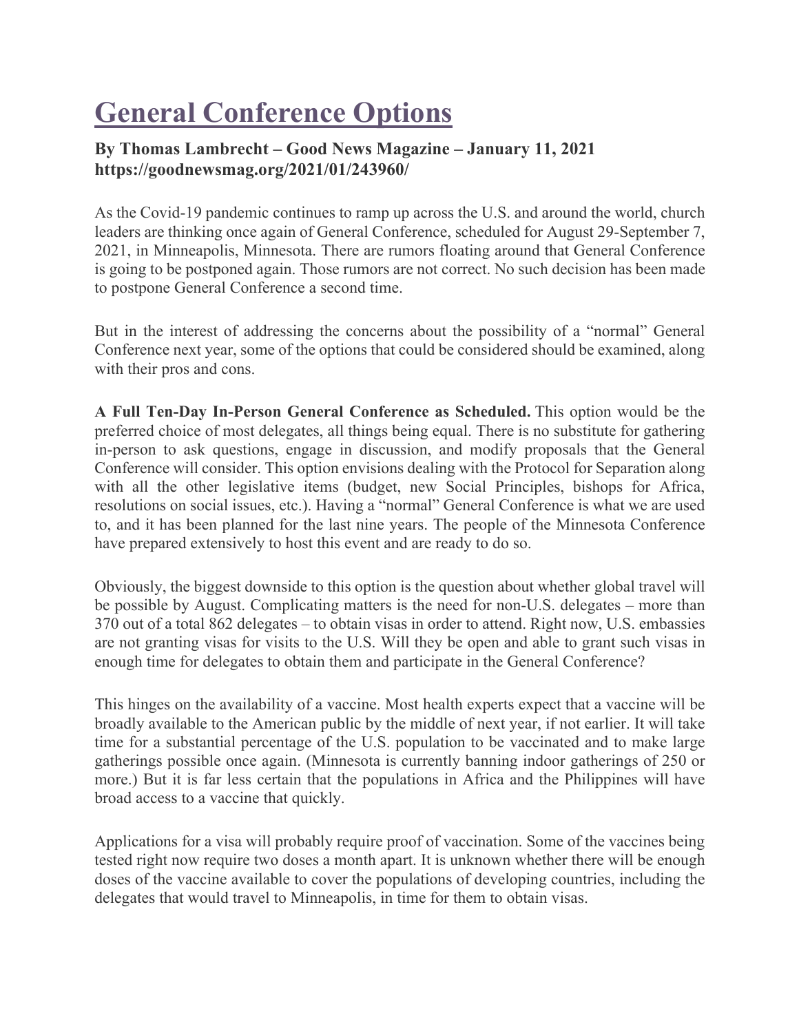# General Conference Options

**By Thomas Lambrecht – Good News Magazine – January 11, 2021**
**https://goodnewsmag.org/2021/01/243960/**

As the Covid-19 pandemic continues to ramp up across the U.S. and around the world, church leaders are thinking once again of General Conference, scheduled for August 29-September 7, 2021, in Minneapolis, Minnesota. There are rumors floating around that General Conference is going to be postponed again. Those rumors are not correct. No such decision has been made to postpone General Conference a second time.

But in the interest of addressing the concerns about the possibility of a "normal" General Conference next year, some of the options that could be considered should be examined, along with their pros and cons.

**A Full Ten-Day In-Person General Conference as Scheduled.** This option would be the preferred choice of most delegates, all things being equal. There is no substitute for gathering in-person to ask questions, engage in discussion, and modify proposals that the General Conference will consider. This option envisions dealing with the Protocol for Separation along with all the other legislative items (budget, new Social Principles, bishops for Africa, resolutions on social issues, etc.). Having a "normal" General Conference is what we are used to, and it has been planned for the last nine years. The people of the Minnesota Conference have prepared extensively to host this event and are ready to do so.

Obviously, the biggest downside to this option is the question about whether global travel will be possible by August. Complicating matters is the need for non-U.S. delegates – more than 370 out of a total 862 delegates – to obtain visas in order to attend. Right now, U.S. embassies are not granting visas for visits to the U.S. Will they be open and able to grant such visas in enough time for delegates to obtain them and participate in the General Conference?

This hinges on the availability of a vaccine. Most health experts expect that a vaccine will be broadly available to the American public by the middle of next year, if not earlier. It will take time for a substantial percentage of the U.S. population to be vaccinated and to make large gatherings possible once again. (Minnesota is currently banning indoor gatherings of 250 or more.) But it is far less certain that the populations in Africa and the Philippines will have broad access to a vaccine that quickly.

Applications for a visa will probably require proof of vaccination. Some of the vaccines being tested right now require two doses a month apart. It is unknown whether there will be enough doses of the vaccine available to cover the populations of developing countries, including the delegates that would travel to Minneapolis, in time for them to obtain visas.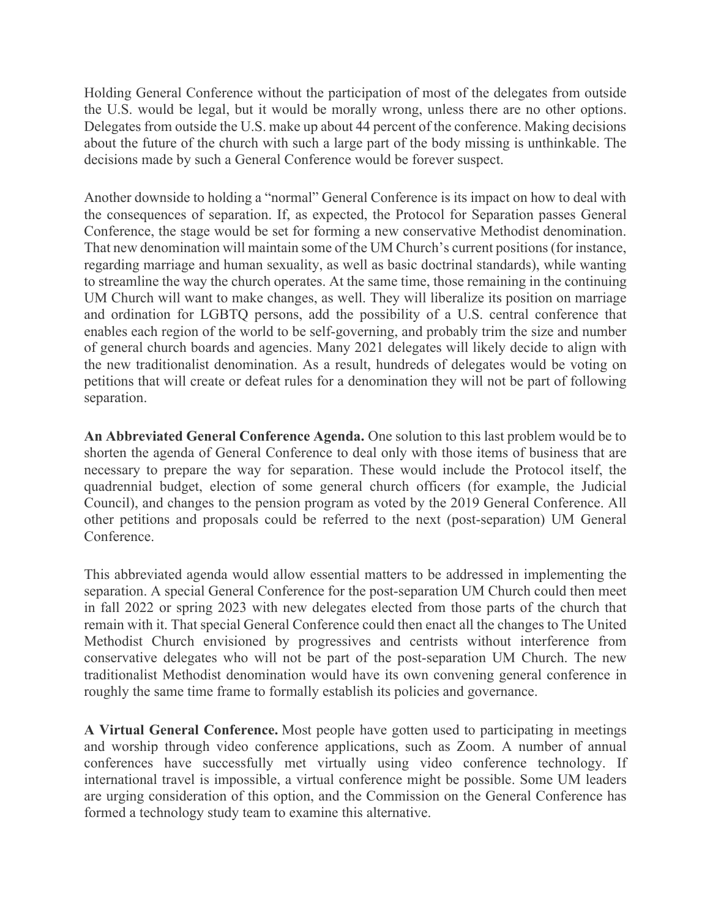Holding General Conference without the participation of most of the delegates from outside the U.S. would be legal, but it would be morally wrong, unless there are no other options. Delegates from outside the U.S. make up about 44 percent of the conference. Making decisions about the future of the church with such a large part of the body missing is unthinkable. The decisions made by such a General Conference would be forever suspect.

Another downside to holding a "normal" General Conference is its impact on how to deal with the consequences of separation. If, as expected, the Protocol for Separation passes General Conference, the stage would be set for forming a new conservative Methodist denomination. That new denomination will maintain some of the UM Church's current positions (for instance, regarding marriage and human sexuality, as well as basic doctrinal standards), while wanting to streamline the way the church operates. At the same time, those remaining in the continuing UM Church will want to make changes, as well. They will liberalize its position on marriage and ordination for LGBTQ persons, add the possibility of a U.S. central conference that enables each region of the world to be self-governing, and probably trim the size and number of general church boards and agencies. Many 2021 delegates will likely decide to align with the new traditionalist denomination. As a result, hundreds of delegates would be voting on petitions that will create or defeat rules for a denomination they will not be part of following separation.

**An Abbreviated General Conference Agenda.** One solution to this last problem would be to shorten the agenda of General Conference to deal only with those items of business that are necessary to prepare the way for separation. These would include the Protocol itself, the quadrennial budget, election of some general church officers (for example, the Judicial Council), and changes to the pension program as voted by the 2019 General Conference. All other petitions and proposals could be referred to the next (post-separation) UM General Conference.

This abbreviated agenda would allow essential matters to be addressed in implementing the separation. A special General Conference for the post-separation UM Church could then meet in fall 2022 or spring 2023 with new delegates elected from those parts of the church that remain with it. That special General Conference could then enact all the changes to The United Methodist Church envisioned by progressives and centrists without interference from conservative delegates who will not be part of the post-separation UM Church. The new traditionalist Methodist denomination would have its own convening general conference in roughly the same time frame to formally establish its policies and governance.

**A Virtual General Conference.** Most people have gotten used to participating in meetings and worship through video conference applications, such as Zoom. A number of annual conferences have successfully met virtually using video conference technology. If international travel is impossible, a virtual conference might be possible. Some UM leaders are urging consideration of this option, and the Commission on the General Conference has formed a technology study team to examine this alternative.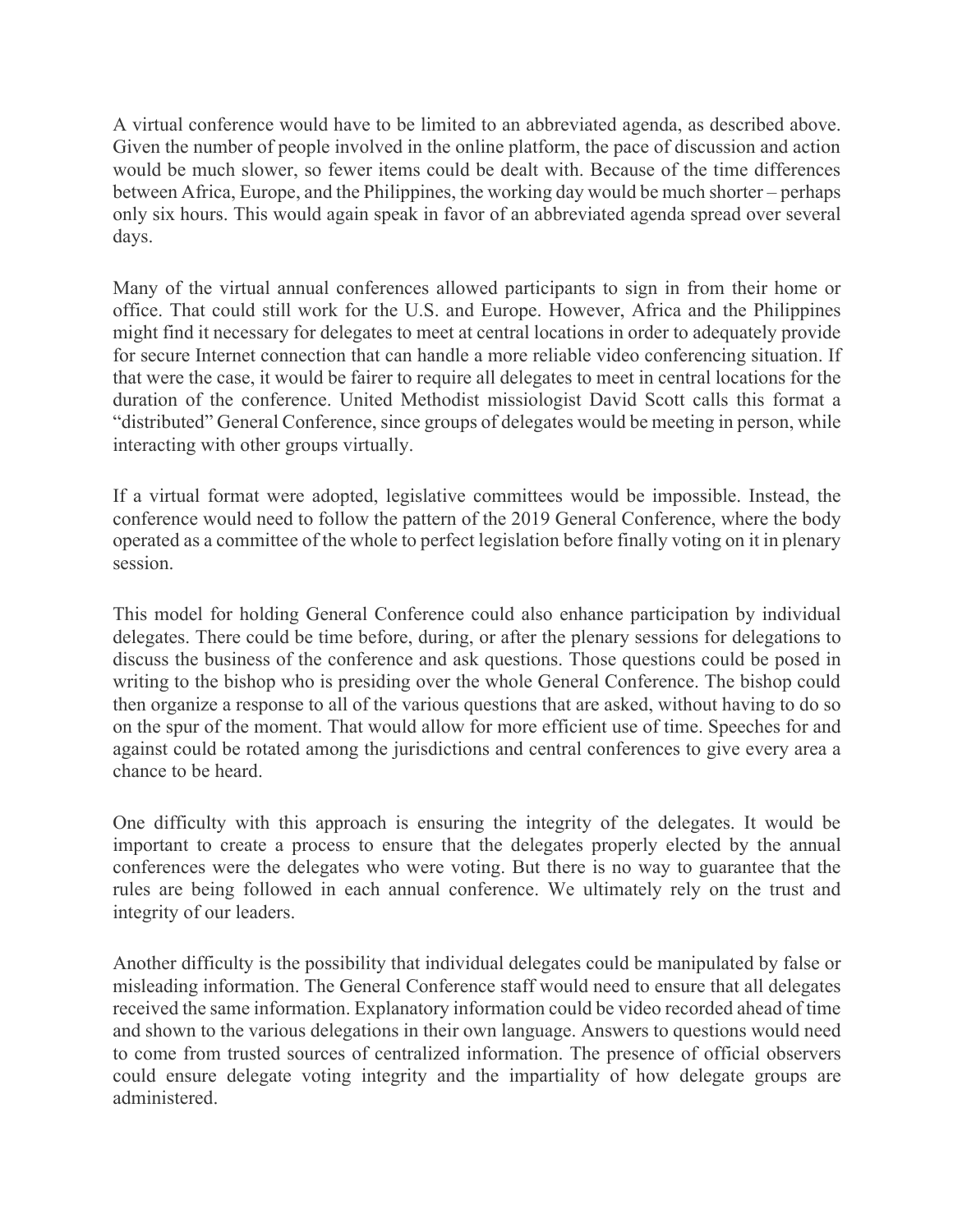A virtual conference would have to be limited to an abbreviated agenda, as described above. Given the number of people involved in the online platform, the pace of discussion and action would be much slower, so fewer items could be dealt with. Because of the time differences between Africa, Europe, and the Philippines, the working day would be much shorter – perhaps only six hours. This would again speak in favor of an abbreviated agenda spread over several days.

Many of the virtual annual conferences allowed participants to sign in from their home or office. That could still work for the U.S. and Europe. However, Africa and the Philippines might find it necessary for delegates to meet at central locations in order to adequately provide for secure Internet connection that can handle a more reliable video conferencing situation. If that were the case, it would be fairer to require all delegates to meet in central locations for the duration of the conference. United Methodist missiologist David Scott calls this format a "distributed" General Conference, since groups of delegates would be meeting in person, while interacting with other groups virtually.

If a virtual format were adopted, legislative committees would be impossible. Instead, the conference would need to follow the pattern of the 2019 General Conference, where the body operated as a committee of the whole to perfect legislation before finally voting on it in plenary session.

This model for holding General Conference could also enhance participation by individual delegates. There could be time before, during, or after the plenary sessions for delegations to discuss the business of the conference and ask questions. Those questions could be posed in writing to the bishop who is presiding over the whole General Conference. The bishop could then organize a response to all of the various questions that are asked, without having to do so on the spur of the moment. That would allow for more efficient use of time. Speeches for and against could be rotated among the jurisdictions and central conferences to give every area a chance to be heard.

One difficulty with this approach is ensuring the integrity of the delegates. It would be important to create a process to ensure that the delegates properly elected by the annual conferences were the delegates who were voting. But there is no way to guarantee that the rules are being followed in each annual conference. We ultimately rely on the trust and integrity of our leaders.

Another difficulty is the possibility that individual delegates could be manipulated by false or misleading information. The General Conference staff would need to ensure that all delegates received the same information. Explanatory information could be video recorded ahead of time and shown to the various delegations in their own language. Answers to questions would need to come from trusted sources of centralized information. The presence of official observers could ensure delegate voting integrity and the impartiality of how delegate groups are administered.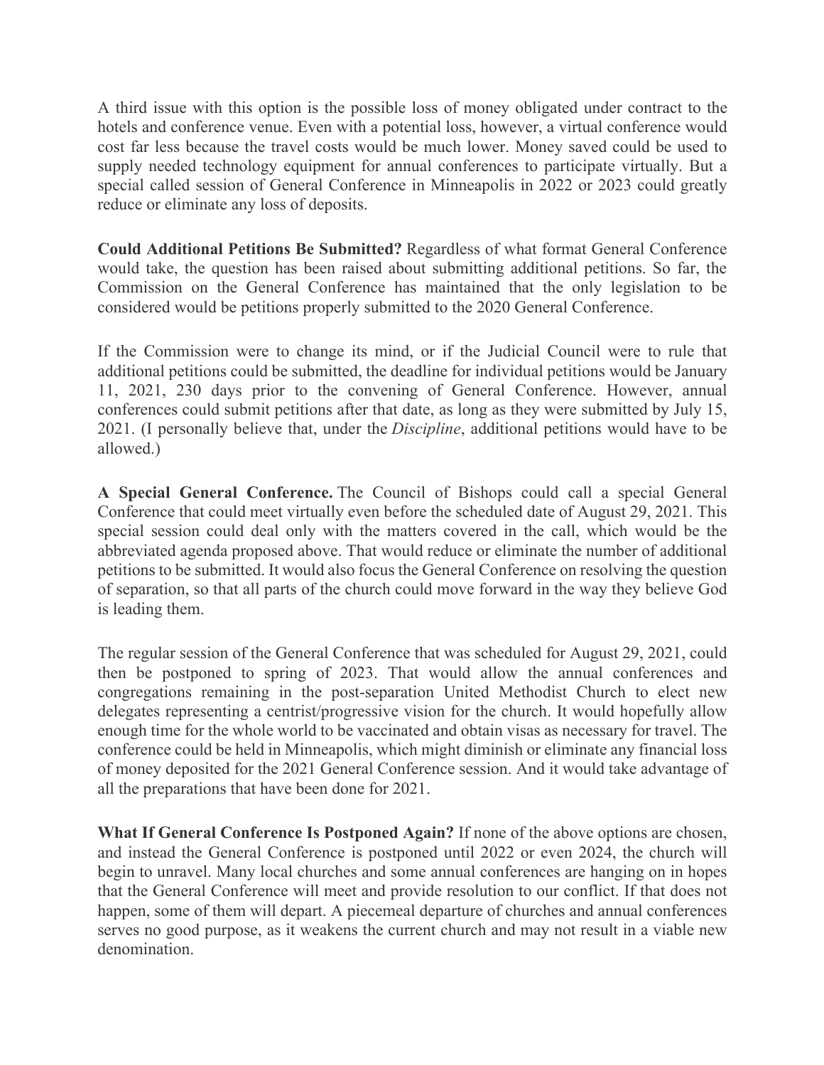A third issue with this option is the possible loss of money obligated under contract to the hotels and conference venue. Even with a potential loss, however, a virtual conference would cost far less because the travel costs would be much lower. Money saved could be used to supply needed technology equipment for annual conferences to participate virtually. But a special called session of General Conference in Minneapolis in 2022 or 2023 could greatly reduce or eliminate any loss of deposits.

**Could Additional Petitions Be Submitted?** Regardless of what format General Conference would take, the question has been raised about submitting additional petitions. So far, the Commission on the General Conference has maintained that the only legislation to be considered would be petitions properly submitted to the 2020 General Conference.

If the Commission were to change its mind, or if the Judicial Council were to rule that additional petitions could be submitted, the deadline for individual petitions would be January 11, 2021, 230 days prior to the convening of General Conference. However, annual conferences could submit petitions after that date, as long as they were submitted by July 15, 2021. (I personally believe that, under the *Discipline*, additional petitions would have to be allowed.)

**A Special General Conference.** The Council of Bishops could call a special General Conference that could meet virtually even before the scheduled date of August 29, 2021. This special session could deal only with the matters covered in the call, which would be the abbreviated agenda proposed above. That would reduce or eliminate the number of additional petitions to be submitted. It would also focus the General Conference on resolving the question of separation, so that all parts of the church could move forward in the way they believe God is leading them.

The regular session of the General Conference that was scheduled for August 29, 2021, could then be postponed to spring of 2023. That would allow the annual conferences and congregations remaining in the post-separation United Methodist Church to elect new delegates representing a centrist/progressive vision for the church. It would hopefully allow enough time for the whole world to be vaccinated and obtain visas as necessary for travel. The conference could be held in Minneapolis, which might diminish or eliminate any financial loss of money deposited for the 2021 General Conference session. And it would take advantage of all the preparations that have been done for 2021.

**What If General Conference Is Postponed Again?** If none of the above options are chosen, and instead the General Conference is postponed until 2022 or even 2024, the church will begin to unravel. Many local churches and some annual conferences are hanging on in hopes that the General Conference will meet and provide resolution to our conflict. If that does not happen, some of them will depart. A piecemeal departure of churches and annual conferences serves no good purpose, as it weakens the current church and may not result in a viable new denomination.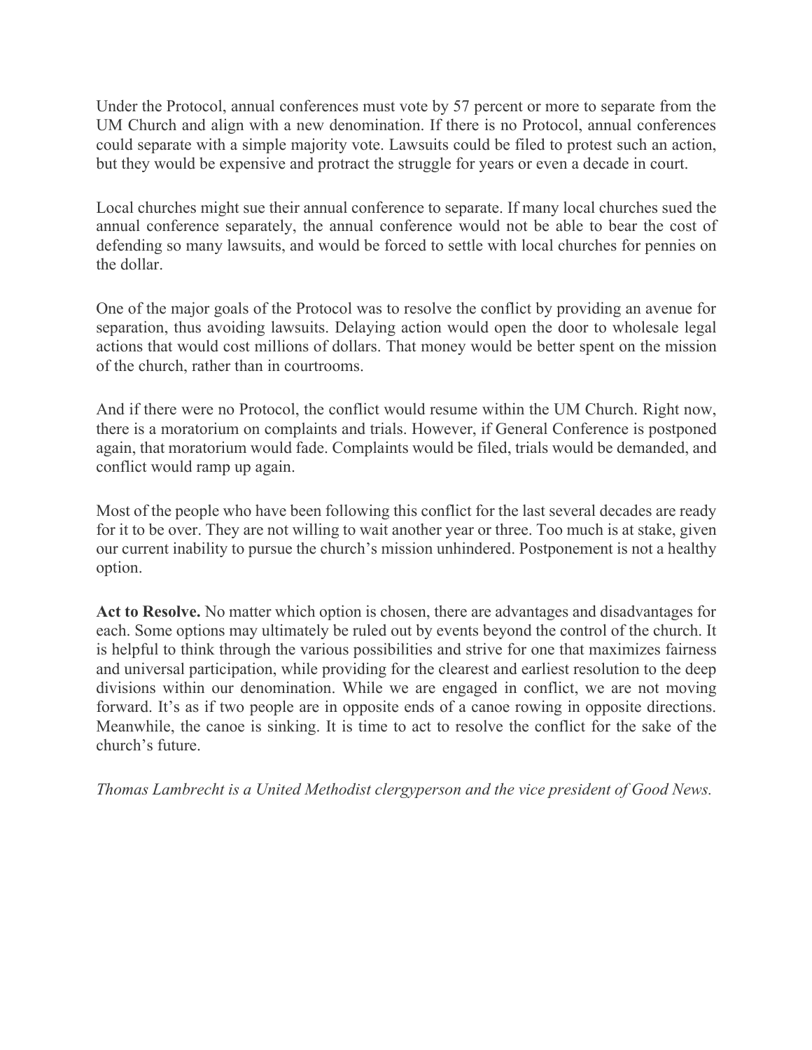Under the Protocol, annual conferences must vote by 57 percent or more to separate from the UM Church and align with a new denomination. If there is no Protocol, annual conferences could separate with a simple majority vote. Lawsuits could be filed to protest such an action, but they would be expensive and protract the struggle for years or even a decade in court.

Local churches might sue their annual conference to separate. If many local churches sued the annual conference separately, the annual conference would not be able to bear the cost of defending so many lawsuits, and would be forced to settle with local churches for pennies on the dollar.

One of the major goals of the Protocol was to resolve the conflict by providing an avenue for separation, thus avoiding lawsuits. Delaying action would open the door to wholesale legal actions that would cost millions of dollars. That money would be better spent on the mission of the church, rather than in courtrooms.

And if there were no Protocol, the conflict would resume within the UM Church. Right now, there is a moratorium on complaints and trials. However, if General Conference is postponed again, that moratorium would fade. Complaints would be filed, trials would be demanded, and conflict would ramp up again.

Most of the people who have been following this conflict for the last several decades are ready for it to be over. They are not willing to wait another year or three. Too much is at stake, given our current inability to pursue the church's mission unhindered. Postponement is not a healthy option.

**Act to Resolve.** No matter which option is chosen, there are advantages and disadvantages for each. Some options may ultimately be ruled out by events beyond the control of the church. It is helpful to think through the various possibilities and strive for one that maximizes fairness and universal participation, while providing for the clearest and earliest resolution to the deep divisions within our denomination. While we are engaged in conflict, we are not moving forward. It's as if two people are in opposite ends of a canoe rowing in opposite directions. Meanwhile, the canoe is sinking. It is time to act to resolve the conflict for the sake of the church's future.

*Thomas Lambrecht is a United Methodist clergyperson and the vice president of Good News.*